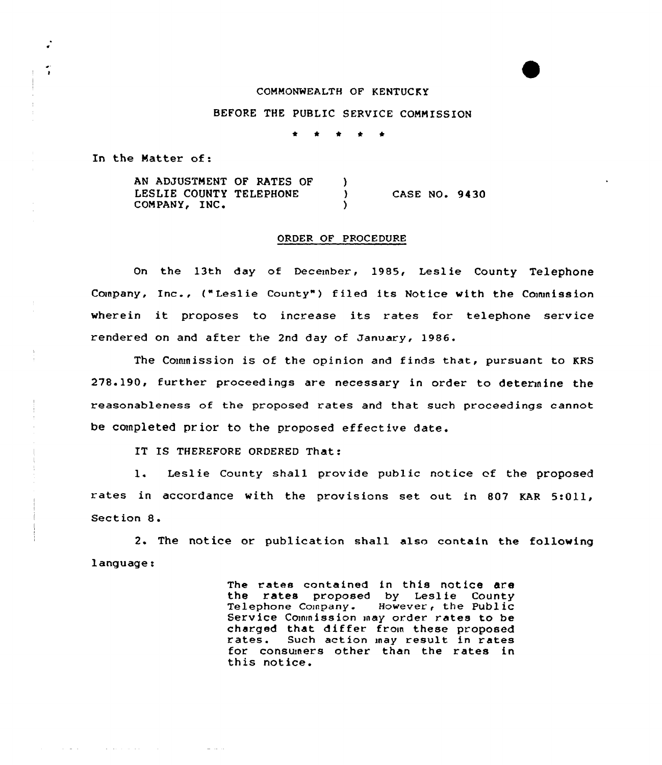COMMONWEALTH OF KENTUCKY

BEFORE THE PUBLIC SERVICE COMMISSION

\* \* \* \* \*

In the Matter of:

AN ADJUSTMENT OF RATES OF LESLIE COUNTY TELEPHONE COMPANY, INC. ) CASE NO. 9430

ORDER OF PROCEDURE

On the 13th day of December, 1985, Leslie County Telephone Company, Inc., ("Leslie County") filed its Notice with the Commission wherein it proposes to increase its rates for telephone service rendered on and after the 2nd day of January, 1986.

The Commission is of the opinion and finds that, pursuant to KRS 278.190, further proceedings are necessary in order to determine the reasonableness of the proposed rates and that such proceedings cannot be completed prior to the proposed effective date.

IT IS THEREFORE ORDERED That:

1. Leslie County shall provide public notice of the proposed rates in accordance with the provisions set out in 807 KAR 5:011, Section 8.

2. The notice or publication shall also contain the following language:

> The rates contained in this notice are the rates proposed by Leslie County Telephone Company. However, the Public Service Commission may order rates to be charged that differ from these proposed rates. Such action may result in rates for consumers other than the rates in this notice.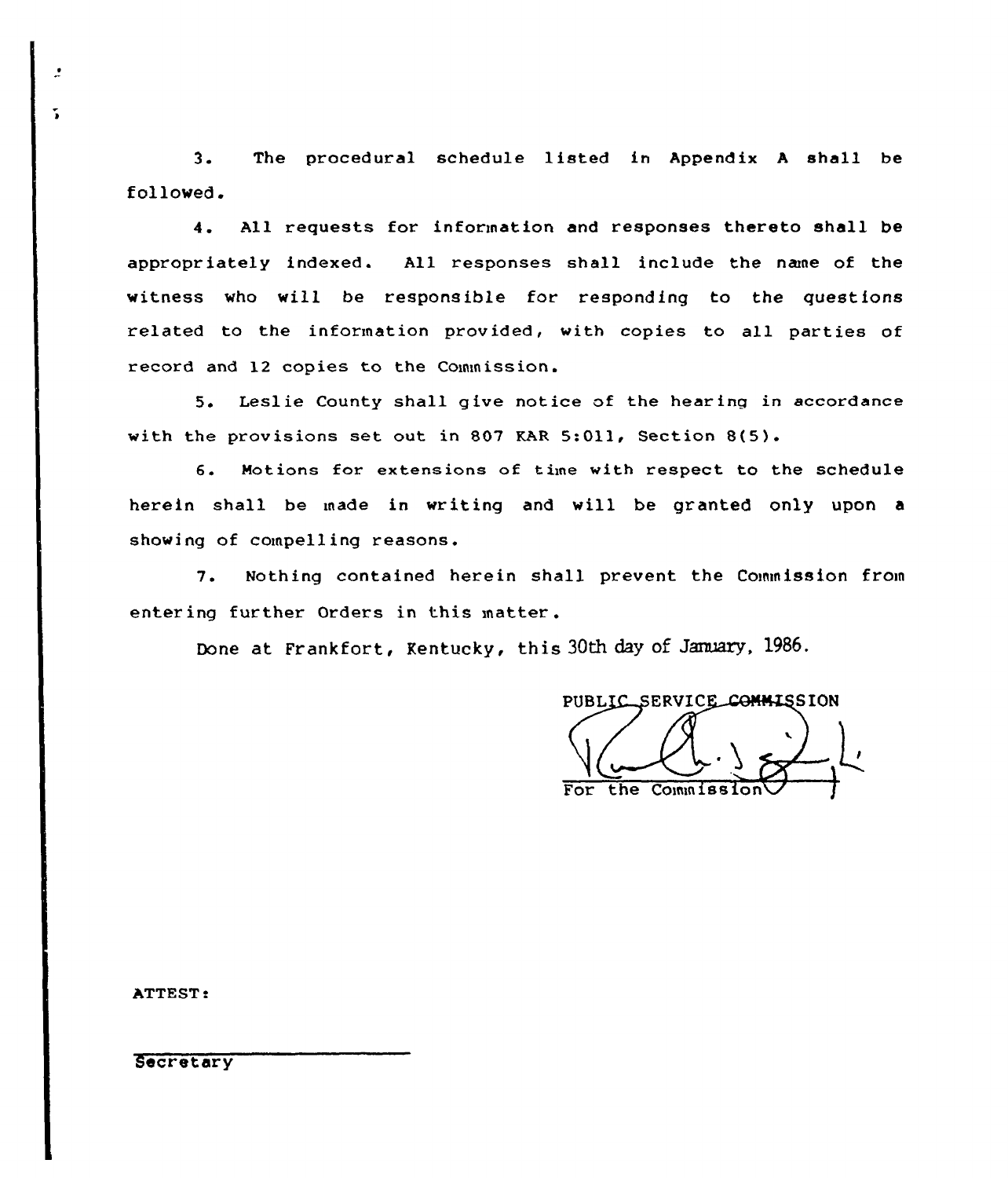3. The procedural schedule listed in Appendix A shall be followed.

4. All requests for information and responses thereto shall be appropriately indexed. All responses shall include the name of the witness who will be responsible for responding to the questions related to the information provided, with copies to all parties of record and 12 copies to the Commission.

5. Leslie County shall give notice of the hearing in accordance with the provisions set out in 807 KAR 5:011, Section 8(5).

6. Motions for extensions of time with respect to the schedule herein shall be made in writing and will be granted only upon a showing of compelling reasons.

7. Nothing contained herein shall prevent the Commission from entering further Orders in this matter.

Done at Frankfort, Kentucky, this 30th day of January, 1986.

PUBLIC SERVICE COMMISSION

For the Commission

ATTEST:

Secretary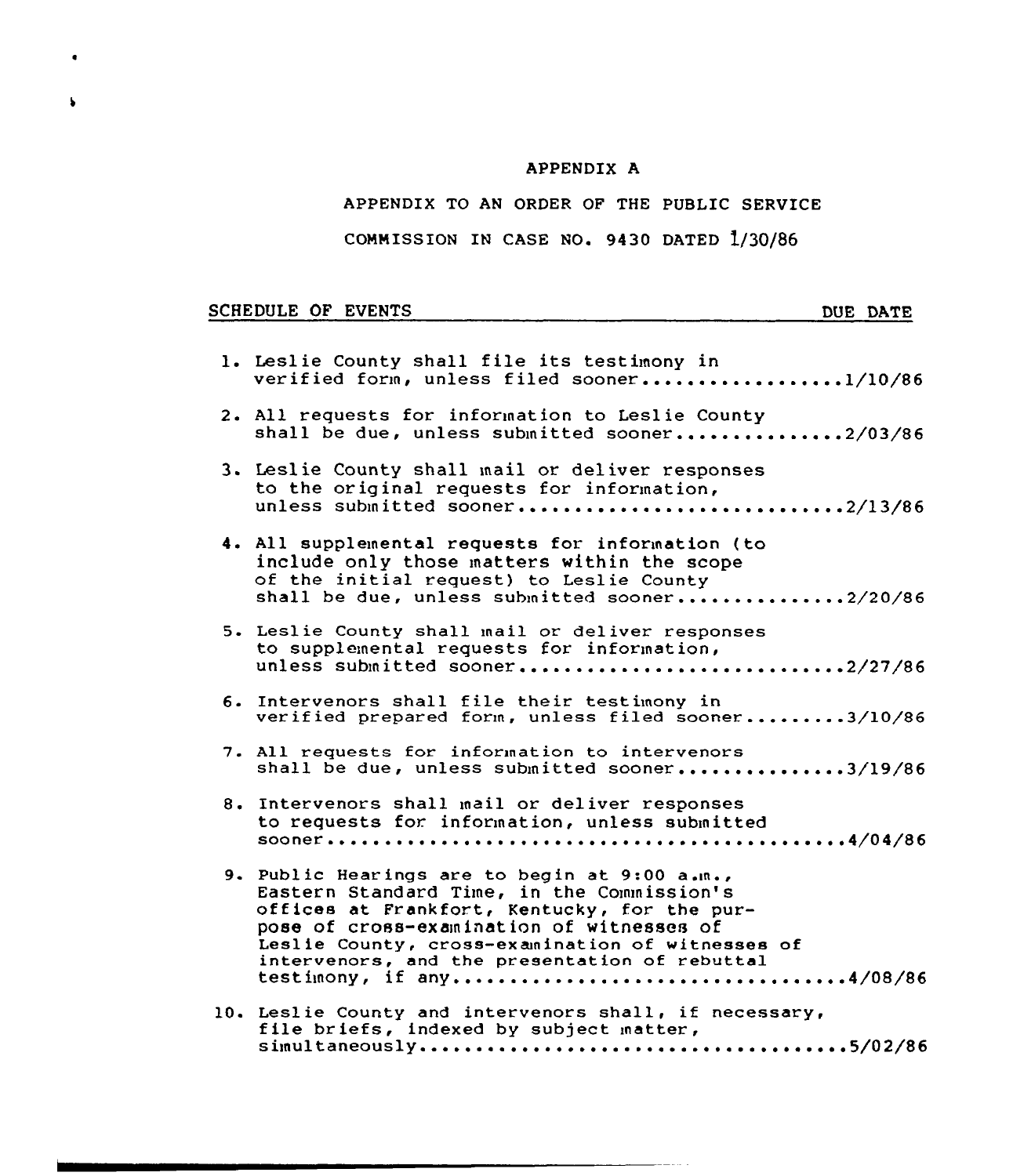# APPENDIX A

## APPENDIX TO AN ORDER OF THE PUBLIC SERVICE COMMISSION IN CASE NO. 9430 DATED 1/30/86

| SCHEDULE OF EVENTS | DUE DATE |
|---|---|
| 1. Leslie County shall file its testimony in verified form, unless filed sooner | 1/10/86 |
| 2. All requests for information to Leslie County shall be due, unless submitted sooner | 2/03/86 |
| 3. Leslie County shall mail or deliver responses to the original requests for information, unless submitted sooner | 2/13/86 |
| 4. All supplemental requests for information (to include only those matters within the scope of the initial request) to Leslie County shall be due, unless submitted sooner | 2/20/86 |
| 5. Leslie County shall mail or deliver responses to supplemental requests for information, unless submitted sooner | 2/27/86 |
| 6. Intervenors shall file their testimony in verified prepared form, unless filed sooner | 3/10/86 |
| 7. All requests for information to intervenors shall be due, unless submitted sooner | 3/19/86 |
| 8. Intervenors shall mail or deliver responses to requests for information, unless submitted sooner | 4/04/86 |
| 9. Public Hearings are to begin at 9:00 a.m., Eastern Standard Time, in the Commission's offices at Frankfort, Kentucky, for the purpose of cross-examination of witnesses of Leslie County, cross-examination of witnesses of intervenors, and the presentation of rebuttal testimony, if any | 4/08/86 |
| 10. Leslie County and intervenors shall, if necessary, file briefs, indexed by subject matter, simultaneously | 5/02/86 |